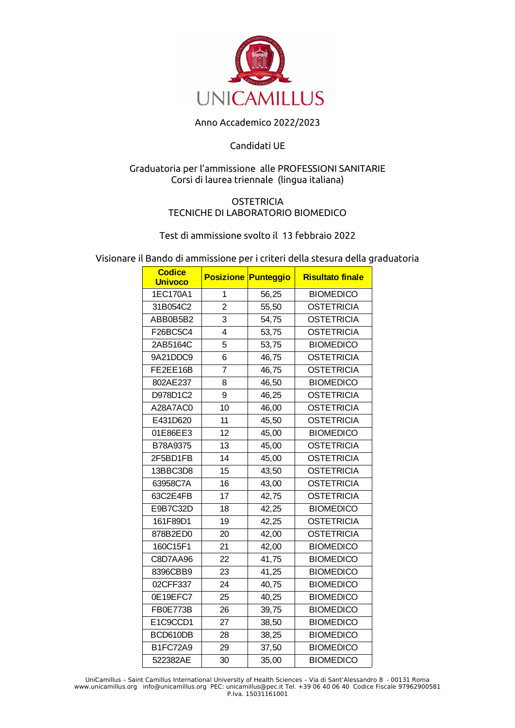UNICAMILLUS

Anno Accademico 2022/2023

Candidati UE

Graduatoria per l'ammissione alle PROFESSIONI SANITARIE
Corsi di laurea triennale (lingua italiana)

OSTETRICIA
TECNICHE DI LABORATORIO BIOMEDICO

Test di ammissione svolto il 13 febbraio 2022

Visionare il Bando di ammissione per i criteri della stesura della graduatoria

| Codice Univoco | Posizione | Punteggio | Risultato finale |
|---|---|---|---|
| 1EC170A1 | 1 | 56,25 | BIOMEDICO |
| 31B054C2 | 2 | 55,50 | OSTETRICIA |
| ABB0B5B2 | 3 | 54,75 | OSTETRICIA |
| F26BC5C4 | 4 | 53,75 | OSTETRICIA |
| 2AB5164C | 5 | 53,75 | BIOMEDICO |
| 9A21DDC9 | 6 | 46,75 | OSTETRICIA |
| FE2EE16B | 7 | 46,75 | OSTETRICIA |
| 802AE237 | 8 | 46,50 | BIOMEDICO |
| D978D1C2 | 9 | 46,25 | OSTETRICIA |
| A28A7AC0 | 10 | 46,00 | OSTETRICIA |
| E431D620 | 11 | 45,50 | OSTETRICIA |
| 01E86EE3 | 12 | 45,00 | BIOMEDICO |
| B78A9375 | 13 | 45,00 | OSTETRICIA |
| 2F5BD1FB | 14 | 45,00 | OSTETRICIA |
| 13BBC3D8 | 15 | 43,50 | OSTETRICIA |
| 63958C7A | 16 | 43,00 | OSTETRICIA |
| 63C2E4FB | 17 | 42,75 | OSTETRICIA |
| E9B7C32D | 18 | 42,25 | BIOMEDICO |
| 161F89D1 | 19 | 42,25 | OSTETRICIA |
| 878B2ED0 | 20 | 42,00 | OSTETRICIA |
| 160C15F1 | 21 | 42,00 | BIOMEDICO |
| C8D7AA96 | 22 | 41,75 | BIOMEDICO |
| 8396CBB9 | 23 | 41,25 | BIOMEDICO |
| 02CFF337 | 24 | 40,75 | BIOMEDICO |
| 0E19EFC7 | 25 | 40,25 | BIOMEDICO |
| FB0E773B | 26 | 39,75 | BIOMEDICO |
| E1C9CCD1 | 27 | 38,50 | BIOMEDICO |
| BCD610DB | 28 | 38,25 | BIOMEDICO |
| B1FC72A9 | 29 | 37,50 | BIOMEDICO |
| 522382AE | 30 | 35,00 | BIOMEDICO |

UniCamillus – Saint Camillus International University of Health Sciences – Via di Sant'Alessandro 8 - 00131 Roma
www.unicamillus.org info@unicamillus.org PEC: unicamillus@pec.it Tel. +39 06 40 06 40 Codice Fiscale 97962900581
P.Iva. 15031161001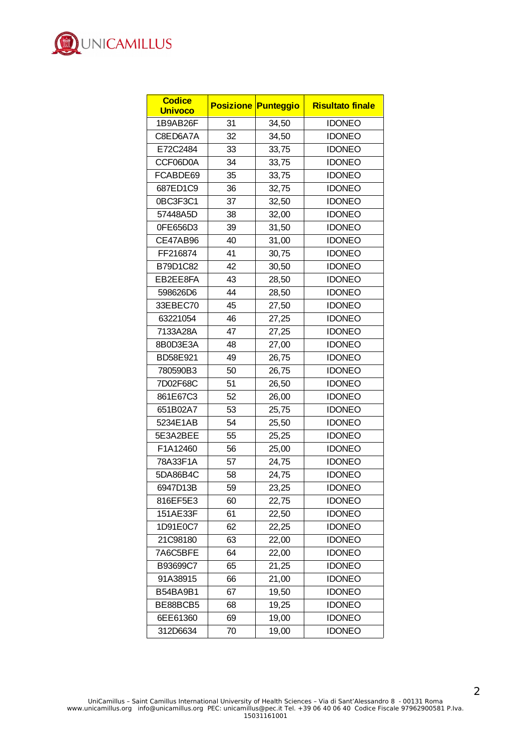| Codice Univoco | Posizione | Punteggio | Risultato finale |
|---|---|---|---|
| 1B9AB26F | 31 | 34,50 | IDONEO |
| C8ED6A7A | 32 | 34,50 | IDONEO |
| E72C2484 | 33 | 33,75 | IDONEO |
| CCF06D0A | 34 | 33,75 | IDONEO |
| FCABDE69 | 35 | 33,75 | IDONEO |
| 687ED1C9 | 36 | 32,75 | IDONEO |
| 0BC3F3C1 | 37 | 32,50 | IDONEO |
| 57448A5D | 38 | 32,00 | IDONEO |
| 0FE656D3 | 39 | 31,50 | IDONEO |
| CE47AB96 | 40 | 31,00 | IDONEO |
| FF216874 | 41 | 30,75 | IDONEO |
| B79D1C82 | 42 | 30,50 | IDONEO |
| EB2EE8FA | 43 | 28,50 | IDONEO |
| 598626D6 | 44 | 28,50 | IDONEO |
| 33EBEC70 | 45 | 27,50 | IDONEO |
| 63221054 | 46 | 27,25 | IDONEO |
| 7133A28A | 47 | 27,25 | IDONEO |
| 8B0D3E3A | 48 | 27,00 | IDONEO |
| BD58E921 | 49 | 26,75 | IDONEO |
| 780590B3 | 50 | 26,75 | IDONEO |
| 7D02F68C | 51 | 26,50 | IDONEO |
| 861E67C3 | 52 | 26,00 | IDONEO |
| 651B02A7 | 53 | 25,75 | IDONEO |
| 5234E1AB | 54 | 25,50 | IDONEO |
| 5E3A2BEE | 55 | 25,25 | IDONEO |
| F1A12460 | 56 | 25,00 | IDONEO |
| 78A33F1A | 57 | 24,75 | IDONEO |
| 5DA86B4C | 58 | 24,75 | IDONEO |
| 6947D13B | 59 | 23,25 | IDONEO |
| 816EF5E3 | 60 | 22,75 | IDONEO |
| 151AE33F | 61 | 22,50 | IDONEO |
| 1D91E0C7 | 62 | 22,25 | IDONEO |
| 21C98180 | 63 | 22,00 | IDONEO |
| 7A6C5BFE | 64 | 22,00 | IDONEO |
| B93699C7 | 65 | 21,25 | IDONEO |
| 91A38915 | 66 | 21,00 | IDONEO |
| B54BA9B1 | 67 | 19,50 | IDONEO |
| BE88BCB5 | 68 | 19,25 | IDONEO |
| 6EE61360 | 69 | 19,00 | IDONEO |
| 312D6634 | 70 | 19,00 | IDONEO |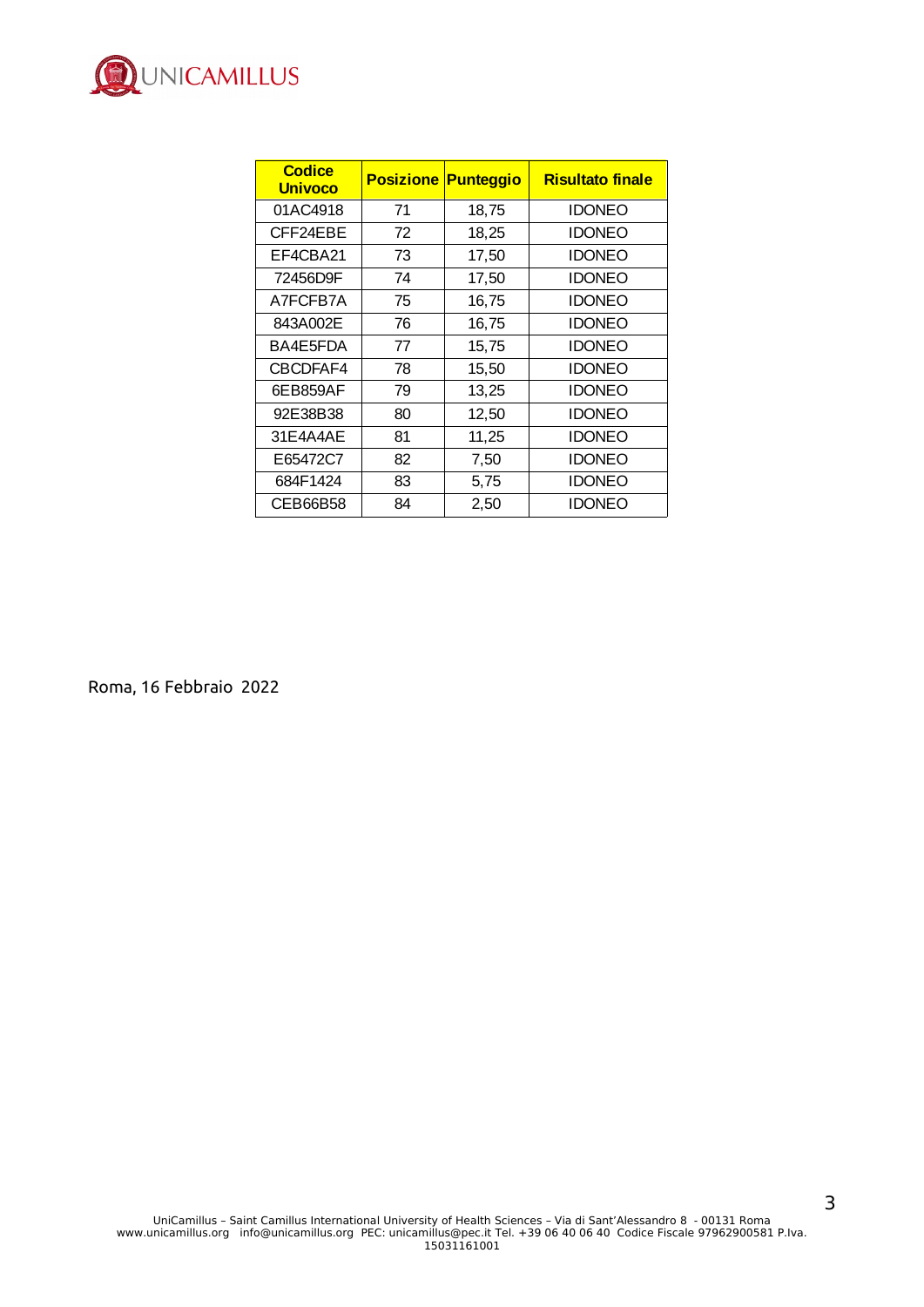| Codice Univoco | Posizione | Punteggio | Risultato finale |
|---|---|---|---|
| 01AC4918 | 71 | 18,75 | IDONEO |
| CFF24EBE | 72 | 18,25 | IDONEO |
| EF4CBA21 | 73 | 17,50 | IDONEO |
| 72456D9F | 74 | 17,50 | IDONEO |
| A7FCFB7A | 75 | 16,75 | IDONEO |
| 843A002E | 76 | 16,75 | IDONEO |
| BA4E5FDA | 77 | 15,75 | IDONEO |
| CBCDFAF4 | 78 | 15,50 | IDONEO |
| 6EB859AF | 79 | 13,25 | IDONEO |
| 92E38B38 | 80 | 12,50 | IDONEO |
| 31E4A4AE | 81 | 11,25 | IDONEO |
| E65472C7 | 82 | 7,50 | IDONEO |
| 684F1424 | 83 | 5,75 | IDONEO |
| CEB66B58 | 84 | 2,50 | IDONEO |

Roma, 16 Febbraio 2022